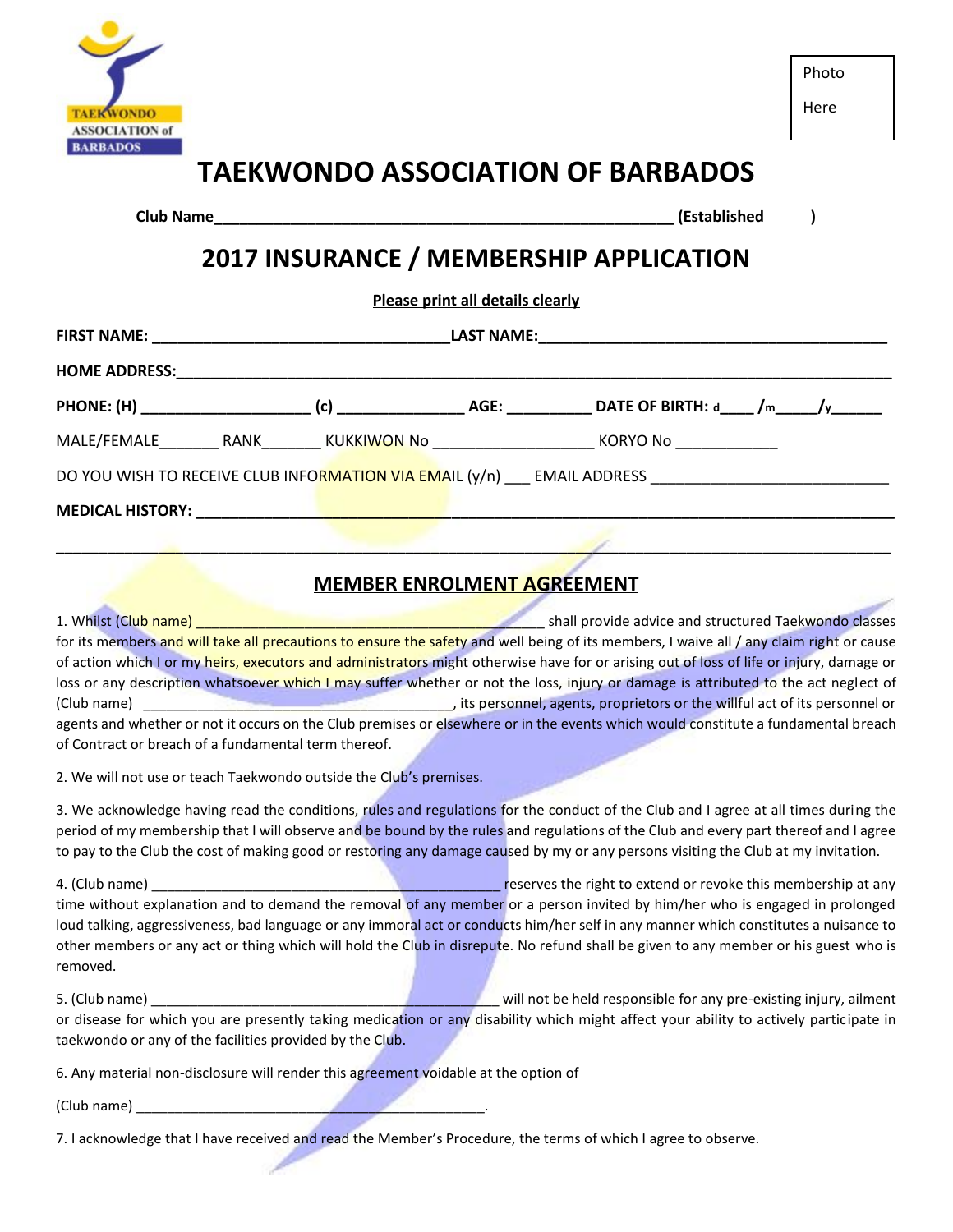TAEKWONDO ASSOCIATION of BARBADOS

Photo Here

# TAEKWONDO ASSOCIATION OF BARBADOS

**Club Name**_____________________________________________________ **(Established )**

# 2017 INSURANCE / MEMBERSHIP APPLICATION

**Please print all details clearly**

**FIRST NAME:** ___________________________________ **LAST NAME:**_________________________________________

**HOME ADDRESS:**_______________________________________________________________________________________

**PHONE: (H)** ___________________ **(c)** ______________ **AGE:** _________ **DATE OF BIRTH:** d____ /m_____/y______

MALE/FEMALE_______ RANK_______ KUKKIWON No __________________ KORYO No ____________

DO YOU WISH TO RECEIVE CLUB INFORMATION VIA EMAIL (y/n) ___ EMAIL ADDRESS ___________________________

**MEDICAL HISTORY:** _______________________________________________________________________________

___________________________________________________________________________________________________

## MEMBER ENROLMENT AGREEMENT

1. Whilst (Club name) __________________________________________ shall provide advice and structured Taekwondo classes for its members and will take all precautions to ensure the safety and well being of its members, I waive all / any claim right or cause of action which I or my heirs, executors and administrators might otherwise have for or arising out of loss of life or injury, damage or loss or any description whatsoever which I may suffer whether or not the loss, injury or damage is attributed to the act neglect of (Club name) ______________________________________, its personnel, agents, proprietors or the willful act of its personnel or agents and whether or not it occurs on the Club premises or elsewhere or in the events which would constitute a fundamental breach of Contract or breach of a fundamental term thereof.

2. We will not use or teach Taekwondo outside the Club's premises.

3. We acknowledge having read the conditions, rules and regulations for the conduct of the Club and I agree at all times during the period of my membership that I will observe and be bound by the rules and regulations of the Club and every part thereof and I agree to pay to the Club the cost of making good or restoring any damage caused by my or any persons visiting the Club at my invitation.

4. (Club name) ____________________________________________ reserves the right to extend or revoke this membership at any time without explanation and to demand the removal of any member or a person invited by him/her who is engaged in prolonged loud talking, aggressiveness, bad language or any immoral act or conducts him/her self in any manner which constitutes a nuisance to other members or any act or thing which will hold the Club in disrepute. No refund shall be given to any member or his guest who is removed.

5. (Club name) ____________________________________________ will not be held responsible for any pre-existing injury, ailment or disease for which you are presently taking medication or any disability which might affect your ability to actively participate in taekwondo or any of the facilities provided by the Club.

6. Any material non-disclosure will render this agreement voidable at the option of

(Club name) ____________________________________________.

7. I acknowledge that I have received and read the Member's Procedure, the terms of which I agree to observe.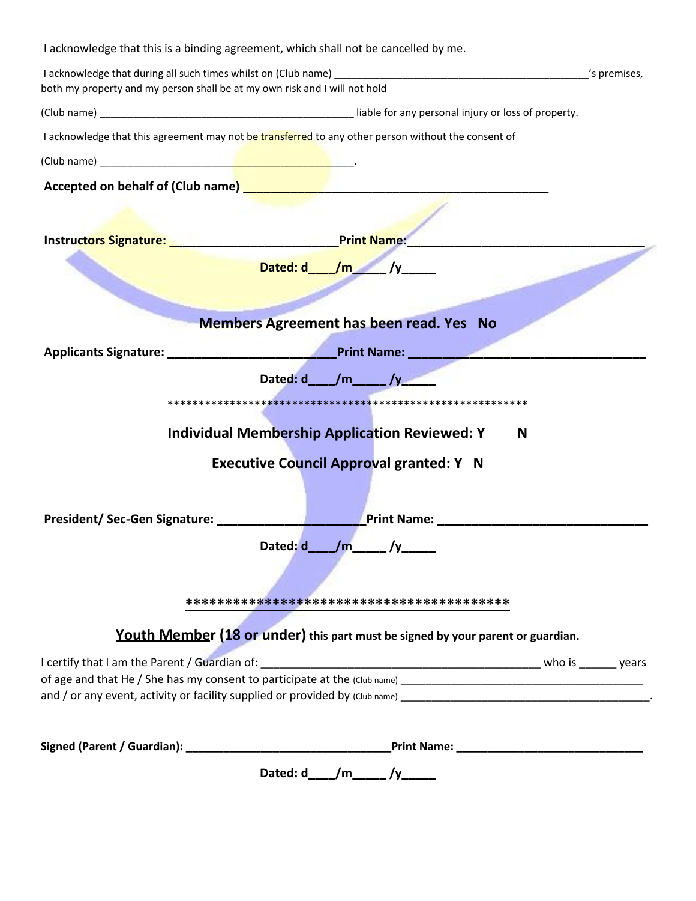I acknowledge that this is a binding agreement, which shall not be cancelled by me.

I acknowledge that during all such times whilst on (Club name) _____________________________________________'s premises, both my property and my person shall be at my own risk and I will not hold

(Club name) _____________________________________________ liable for any personal injury or loss of property.

I acknowledge that this agreement may not be transferred to any other person without the consent of

(Club name) _____________________________________________.

**Accepted on behalf of (Club name) _____________________________________________**

**Instructors Signature: ________________________ Print Name: ___________________________________**

**Dated: d____/m_____ /y_____**

**Members Agreement has been read. Yes No**

**Applicants Signature: ________________________ Print Name: ___________________________________**

**Dated: d____/m_____ /y_____**

************************************************************

**Individual Membership Application Reviewed: Y N**

**Executive Council Approval granted: Y N**

**President/ Sec-Gen Signature: ____________________ Print Name: ______________________________**

**Dated: d____/m_____ /y_____**

**\*\*\*\*\*\*\*\*\*\*\*\*\*\*\*\*\*\*\*\*\*\*\*\*\*\*\*\*\*\*\*\*\*\*\*\*\*\*\*\*\***

**<u>Youth Member</u> (18 or under) this part must be signed by your parent or guardian.**

I certify that I am the Parent / Guardian of: _____________________________________________ who is ______ years of age and that He / She has my consent to participate at the (Club name) ______________________________________ and / or any event, activity or facility supplied or provided by (Club name) ________________________________________.

**Signed (Parent / Guardian): ________________________________ Print Name: _____________________________**

**Dated: d____/m_____ /y_____**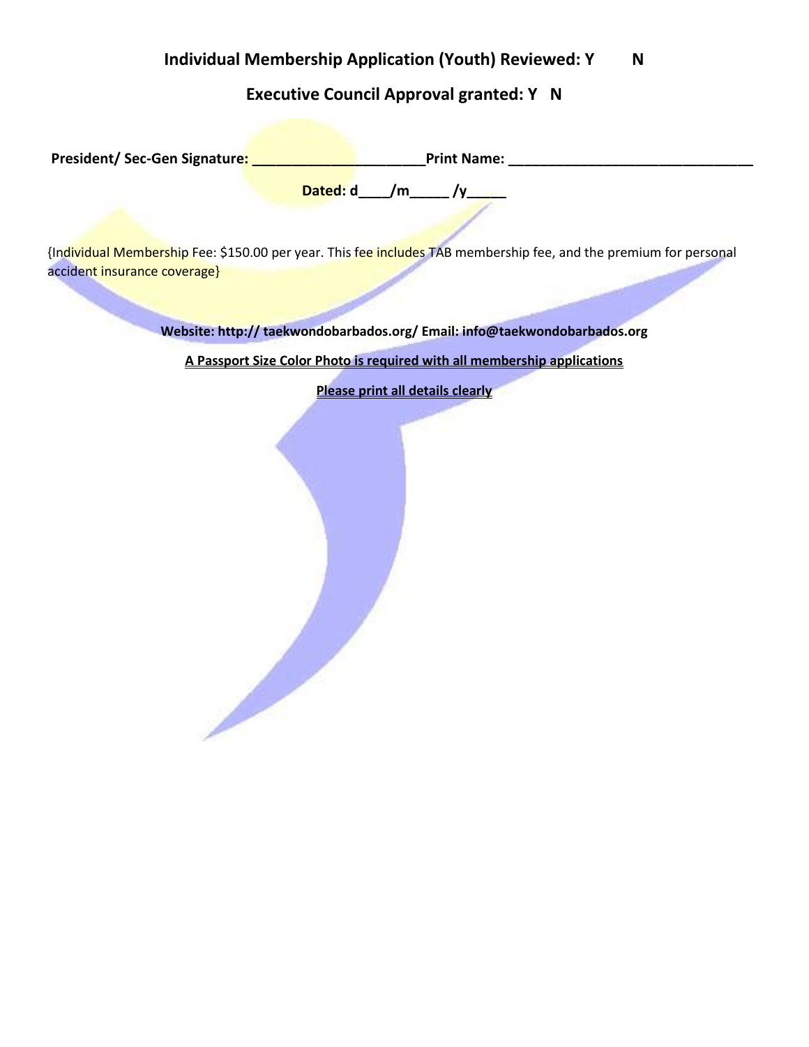**Individual Membership Application (Youth) Reviewed: Y N**

**Executive Council Approval granted: Y N**

**President/ Sec-Gen Signature: ______________________Print Name: ______________________________**

**Dated: d____/m_____ /y_____**

{Individual Membership Fee: $150.00 per year. This fee includes TAB membership fee, and the premium for personal accident insurance coverage}

**Website: http:// taekwondobarbados.org/ Email: info@taekwondobarbados.org**

**A Passport Size Color Photo is required with all membership applications**

**Please print all details clearly**